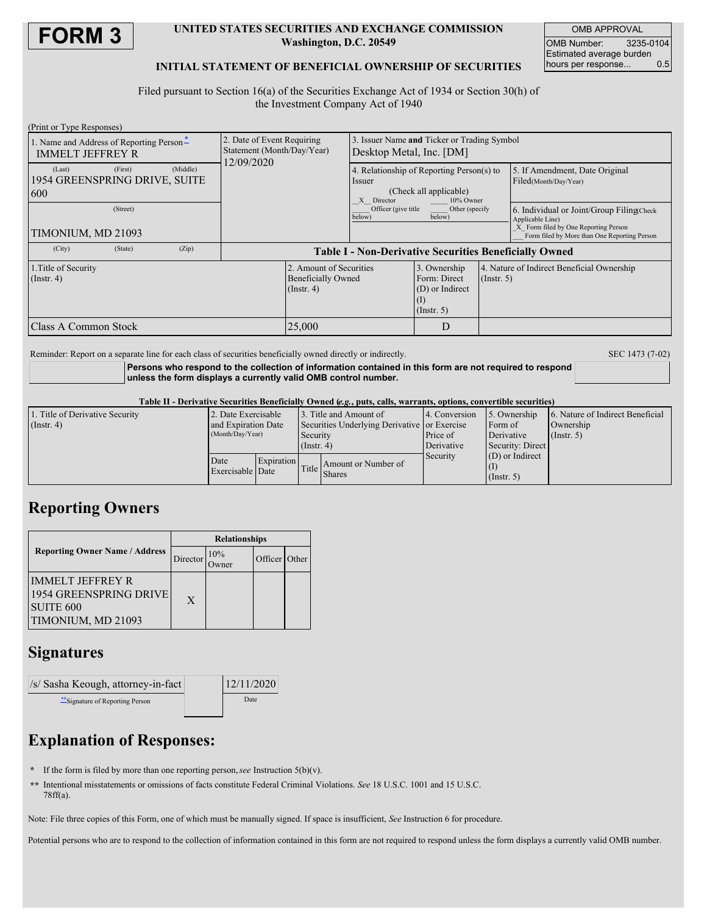# FORM 3

**UNITED STATES SECURITIES AND EXCHANGE COMMISSION**
**Washington, D.C. 20549**

**INITIAL STATEMENT OF BENEFICIAL OWNERSHIP OF SECURITIES**

| OMB APPROVAL | |
|---|---|
| OMB Number: | 3235-0104 |
| Estimated average burden hours per response... | 0.5 |

Filed pursuant to Section 16(a) of the Securities Exchange Act of 1934 or Section 30(h) of the Investment Company Act of 1940

(Print or Type Responses)

| 1. Name and Address of Reporting Person* | 2. Date of Event Requiring Statement (Month/Day/Year) | 3. Issuer Name **and** Ticker or Trading Symbol |
|---|---|---|
| IMMELT JEFFREY R | 12/09/2020 | Desktop Metal, Inc. [DM] |
| (Last) (First) (Middle) 1954 GREENSPRING DRIVE, SUITE 600 | | 4. Relationship of Reporting Person(s) to Issuer (Check all applicable) _X_ Director ___ 10% Owner ___ Officer (give title below) ___ Other (specify below) |
| (Street) TIMONIUM, MD 21093 | | 5. If Amendment, Date Original Filed(Month/Day/Year) |
| (City) (State) (Zip) | | 6. Individual or Joint/Group Filing(Check Applicable Line) _X_ Form filed by One Reporting Person ___ Form filed by More than One Reporting Person |

**Table I - Non-Derivative Securities Beneficially Owned**

| 1.Title of Security (Instr. 4) | 2. Amount of Securities Beneficially Owned (Instr. 4) | 3. Ownership Form: Direct (D) or Indirect (I) (Instr. 5) | 4. Nature of Indirect Beneficial Ownership (Instr. 5) |
|---|---|---|---|
| Class A Common Stock | 25,000 | D | |

Reminder: Report on a separate line for each class of securities beneficially owned directly or indirectly.

SEC 1473 (7-02)

**Persons who respond to the collection of information contained in this form are not required to respond unless the form displays a currently valid OMB control number.**

**Table II - Derivative Securities Beneficially Owned (*e.g.*, puts, calls, warrants, options, convertible securities)**

| 1. Title of Derivative Security (Instr. 4) | 2. Date Exercisable and Expiration Date (Month/Day/Year) | | 3. Title and Amount of Securities Underlying Derivative Security (Instr. 4) | | 4. Conversion or Exercise Price of Derivative Security | 5. Ownership Form of Derivative Security: Direct (D) or Indirect (I) (Instr. 5) | 6. Nature of Indirect Beneficial Ownership (Instr. 5) |
|---|---|---|---|---|---|---|---|
| | Date Exercisable | Expiration Date | Title | Amount or Number of Shares | | | |

## Reporting Owners

| Reporting Owner Name / Address | Relationships | | | |
|---|---|---|---|---|
| | Director | 10% Owner | Officer | Other |
| IMMELT JEFFREY R 1954 GREENSPRING DRIVE SUITE 600 TIMONIUM, MD 21093 | X | | | |

## Signatures

| /s/ Sasha Keough, attorney-in-fact | 12/11/2020 |
|---|---|
| **Signature of Reporting Person | Date |

## Explanation of Responses:

\* If the form is filed by more than one reporting person, *see* Instruction 5(b)(v).

\*\* Intentional misstatements or omissions of facts constitute Federal Criminal Violations. *See* 18 U.S.C. 1001 and 15 U.S.C. 78ff(a).

Note: File three copies of this Form, one of which must be manually signed. If space is insufficient, *See* Instruction 6 for procedure.

Potential persons who are to respond to the collection of information contained in this form are not required to respond unless the form displays a currently valid OMB number.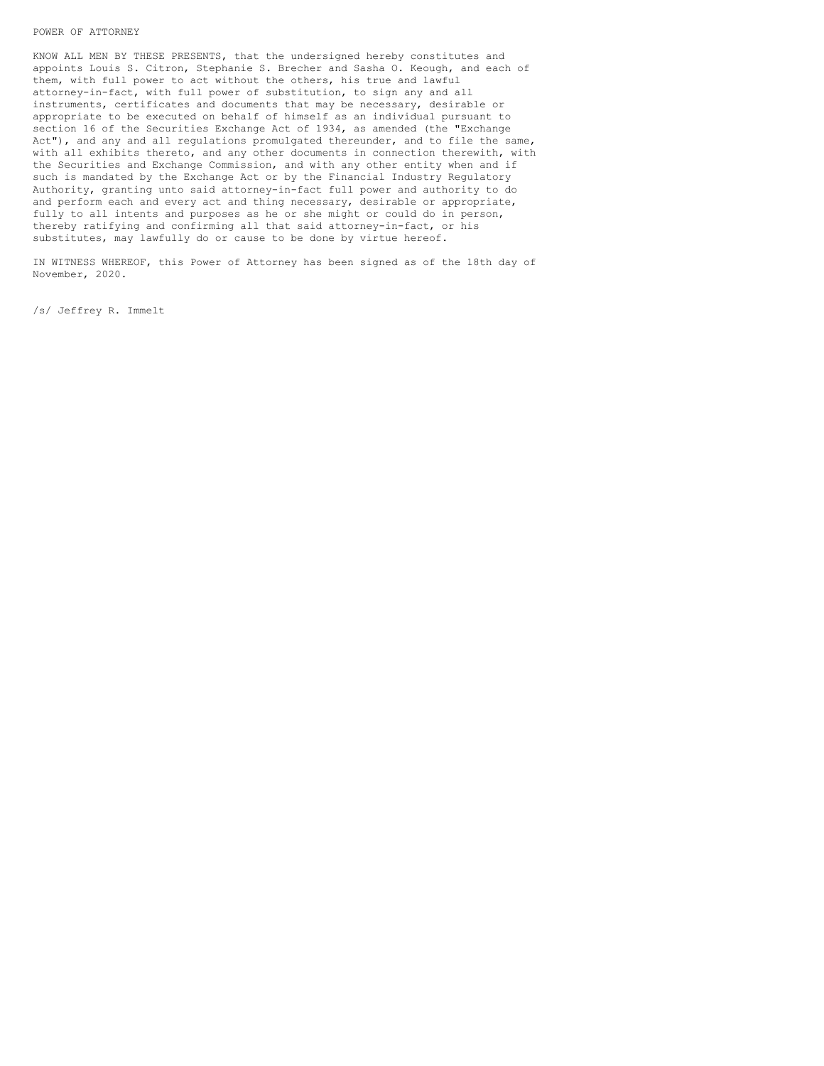# POWER OF ATTORNEY

KNOW ALL MEN BY THESE PRESENTS, that the undersigned hereby constitutes and appoints Louis S. Citron, Stephanie S. Brecher and Sasha O. Keough, and each of them, with full power to act without the others, his true and lawful attorney-in-fact, with full power of substitution, to sign any and all instruments, certificates and documents that may be necessary, desirable or appropriate to be executed on behalf of himself as an individual pursuant to section 16 of the Securities Exchange Act of 1934, as amended (the "Exchange Act"), and any and all regulations promulgated thereunder, and to file the same, with all exhibits thereto, and any other documents in connection therewith, with the Securities and Exchange Commission, and with any other entity when and if such is mandated by the Exchange Act or by the Financial Industry Regulatory Authority, granting unto said attorney-in-fact full power and authority to do and perform each and every act and thing necessary, desirable or appropriate, fully to all intents and purposes as he or she might or could do in person, thereby ratifying and confirming all that said attorney-in-fact, or his substitutes, may lawfully do or cause to be done by virtue hereof.

IN WITNESS WHEREOF, this Power of Attorney has been signed as of the 18th day of November, 2020.

/s/ Jeffrey R. Immelt